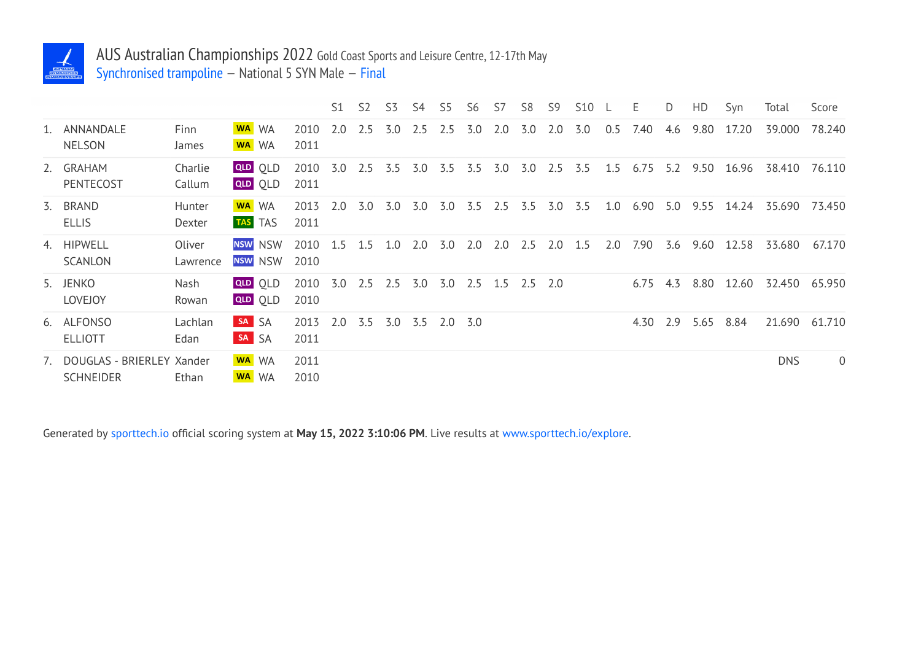# AUS Australian Championships 2022 Gold Coast Sports and Leisure Centre, 12-17th May

Synchronised trampoline – National 5 SYN Male – Final

| | | | | | S1 | S2 | S3 | S4 | S5 | S6 | S7 | S8 | S9 | S10 | L | E | D | HD | Syn | Total | Score |
|---|---|---|---|---|---|---|---|---|---|---|---|---|---|---|---|---|---|---|---|---|---|
| 1. | ANNANDALE<br>NELSON | Finn<br>James | WA WA<br>WA WA | 2010<br>2011 | 2.0 | 2.5 | 3.0 | 2.5 | 2.5 | 3.0 | 2.0 | 3.0 | 2.0 | 3.0 | 0.5 | 7.40 | 4.6 | 9.80 | 17.20 | 39.000 | 78.240 |
| 2. | GRAHAM<br>PENTECOST | Charlie<br>Callum | QLD QLD<br>QLD QLD | 2010<br>2011 | 3.0 | 2.5 | 3.5 | 3.0 | 3.5 | 3.5 | 3.0 | 3.0 | 2.5 | 3.5 | 1.5 | 6.75 | 5.2 | 9.50 | 16.96 | 38.410 | 76.110 |
| 3. | BRAND<br>ELLIS | Hunter<br>Dexter | WA WA<br>TAS TAS | 2013<br>2011 | 2.0 | 3.0 | 3.0 | 3.0 | 3.0 | 3.5 | 2.5 | 3.5 | 3.0 | 3.5 | 1.0 | 6.90 | 5.0 | 9.55 | 14.24 | 35.690 | 73.450 |
| 4. | HIPWELL<br>SCANLON | Oliver<br>Lawrence | NSW NSW<br>NSW NSW | 2010<br>2010 | 1.5 | 1.5 | 1.0 | 2.0 | 3.0 | 2.0 | 2.0 | 2.5 | 2.0 | 1.5 | 2.0 | 7.90 | 3.6 | 9.60 | 12.58 | 33.680 | 67.170 |
| 5. | JENKO<br>LOVEJOY | Nash<br>Rowan | QLD QLD<br>QLD QLD | 2010<br>2010 | 3.0 | 2.5 | 2.5 | 3.0 | 3.0 | 2.5 | 1.5 | 2.5 | 2.0 | | | 6.75 | 4.3 | 8.80 | 12.60 | 32.450 | 65.950 |
| 6. | ALFONSO<br>ELLIOTT | Lachlan<br>Edan | SA SA<br>SA SA | 2013<br>2011 | 2.0 | 3.5 | 3.0 | 3.5 | 2.0 | 3.0 | | | | | | 4.30 | 2.9 | 5.65 | 8.84 | 21.690 | 61.710 |
| 7. | DOUGLAS - BRIERLEY<br>SCHNEIDER | Xander<br>Ethan | WA WA<br>WA WA | 2011<br>2010 | | | | | | | | | | | | | | | | DNS | 0 |

Generated by sporttech.io official scoring system at **May 15, 2022 3:10:06 PM**. Live results at www.sporttech.io/explore.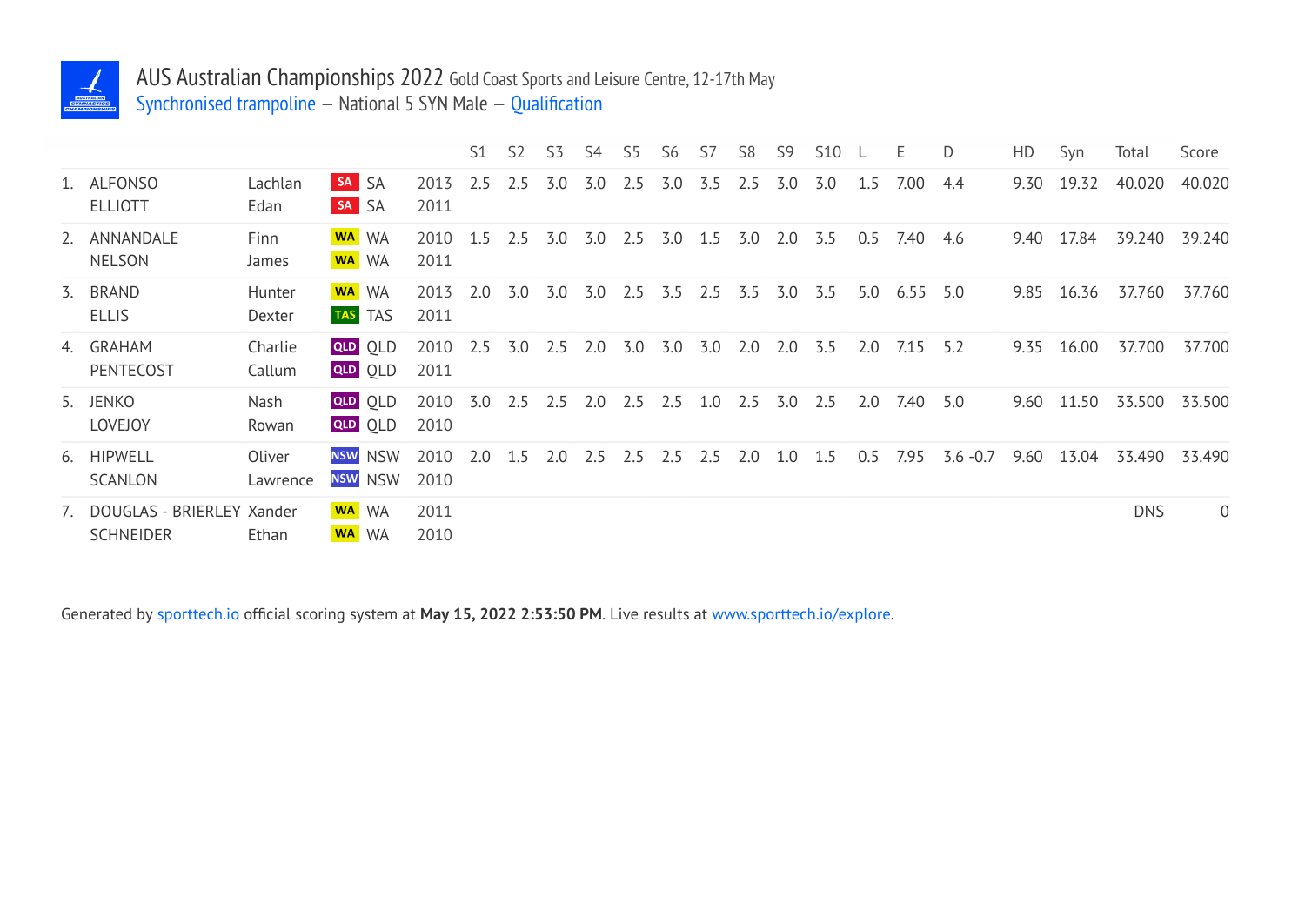# AUS Australian Championships 2022 Gold Coast Sports and Leisure Centre, 12-17th May

Synchronised trampoline – National 5 SYN Male – Qualification

| | | | | | S1 | S2 | S3 | S4 | S5 | S6 | S7 | S8 | S9 | S10 | L | E | D | HD | Syn | Total | Score |
|---|---|---|---|---|---|---|---|---|---|---|---|---|---|---|---|---|---|---|---|---|---|
| 1. | ALFONSO<br>ELLIOTT | Lachlan<br>Edan | SA SA<br>SA SA | 2013<br>2011 | 2.5 | 2.5 | 3.0 | 3.0 | 2.5 | 3.0 | 3.5 | 2.5 | 3.0 | 3.0 | 1.5 | 7.00 | 4.4 | 9.30 | 19.32 | 40.020 | 40.020 |
| 2. | ANNANDALE<br>NELSON | Finn<br>James | WA WA<br>WA WA | 2010<br>2011 | 1.5 | 2.5 | 3.0 | 3.0 | 2.5 | 3.0 | 1.5 | 3.0 | 2.0 | 3.5 | 0.5 | 7.40 | 4.6 | 9.40 | 17.84 | 39.240 | 39.240 |
| 3. | BRAND<br>ELLIS | Hunter<br>Dexter | WA WA<br>TAS TAS | 2013<br>2011 | 2.0 | 3.0 | 3.0 | 3.0 | 2.5 | 3.5 | 2.5 | 3.5 | 3.0 | 3.5 | 5.0 | 6.55 | 5.0 | 9.85 | 16.36 | 37.760 | 37.760 |
| 4. | GRAHAM<br>PENTECOST | Charlie<br>Callum | QLD QLD<br>QLD QLD | 2010<br>2011 | 2.5 | 3.0 | 2.5 | 2.0 | 3.0 | 3.0 | 3.0 | 2.0 | 2.0 | 3.5 | 2.0 | 7.15 | 5.2 | 9.35 | 16.00 | 37.700 | 37.700 |
| 5. | JENKO<br>LOVEJOY | Nash<br>Rowan | QLD QLD<br>QLD QLD | 2010<br>2010 | 3.0 | 2.5 | 2.5 | 2.0 | 2.5 | 2.5 | 1.0 | 2.5 | 3.0 | 2.5 | 2.0 | 7.40 | 5.0 | 9.60 | 11.50 | 33.500 | 33.500 |
| 6. | HIPWELL<br>SCANLON | Oliver<br>Lawrence | NSW NSW<br>NSW NSW | 2010<br>2010 | 2.0 | 1.5 | 2.0 | 2.5 | 2.5 | 2.5 | 2.5 | 2.0 | 1.0 | 1.5 | 0.5 | 7.95 | 3.6 -0.7 | 9.60 | 13.04 | 33.490 | 33.490 |
| 7. | DOUGLAS - BRIERLEY<br>SCHNEIDER | Xander<br>Ethan | WA WA<br>WA WA | 2011<br>2010 | | | | | | | | | | | | | | | | DNS | 0 |

Generated by sporttech.io official scoring system at **May 15, 2022 2:53:50 PM**. Live results at www.sporttech.io/explore.